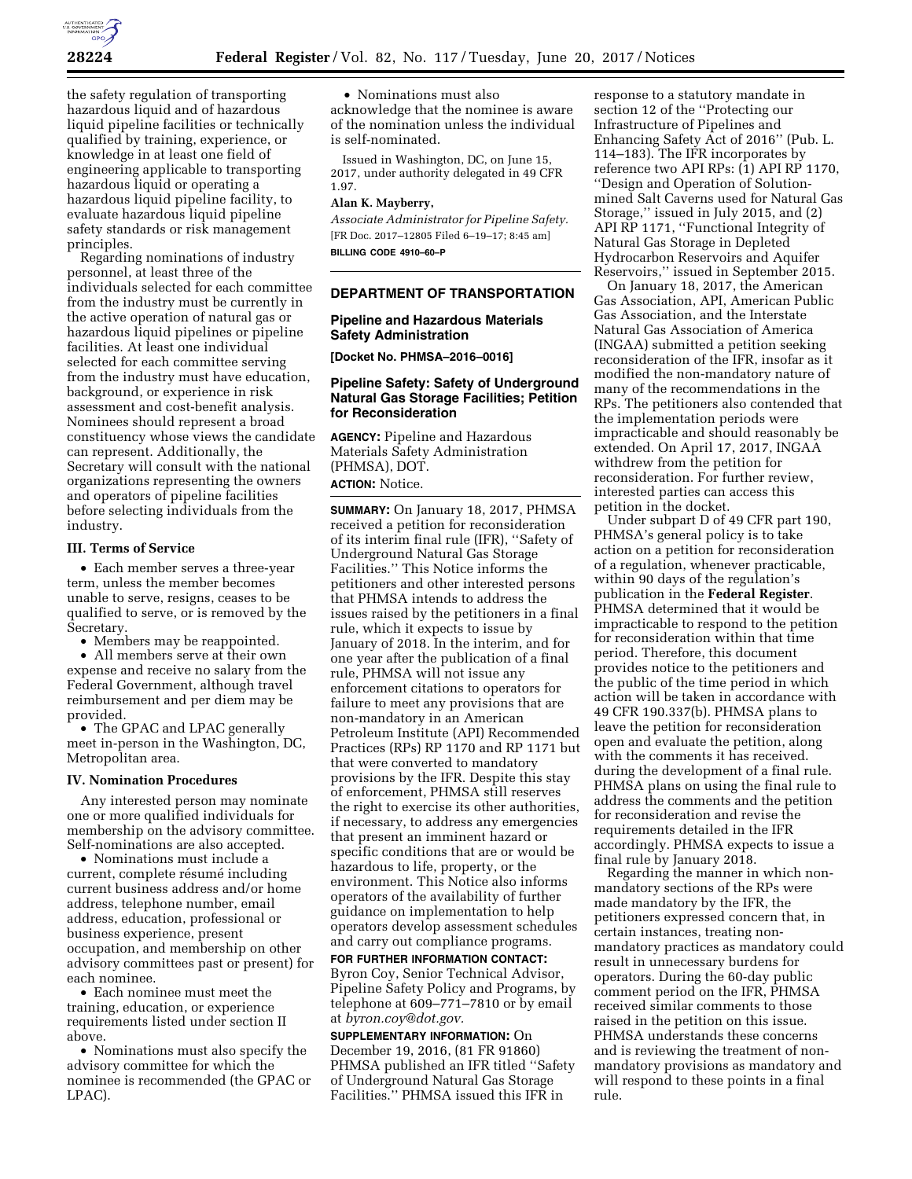the safety regulation of transporting hazardous liquid and of hazardous liquid pipeline facilities or technically qualified by training, experience, or knowledge in at least one field of engineering applicable to transporting hazardous liquid or operating a hazardous liquid pipeline facility, to evaluate hazardous liquid pipeline safety standards or risk management principles.

Regarding nominations of industry personnel, at least three of the individuals selected for each committee from the industry must be currently in the active operation of natural gas or hazardous liquid pipelines or pipeline facilities. At least one individual selected for each committee serving from the industry must have education, background, or experience in risk assessment and cost-benefit analysis. Nominees should represent a broad constituency whose views the candidate can represent. Additionally, the Secretary will consult with the national organizations representing the owners and operators of pipeline facilities before selecting individuals from the industry.

### III. Terms of Service

- Each member serves a three-year term, unless the member becomes unable to serve, resigns, ceases to be qualified to serve, or is removed by the Secretary.
- Members may be reappointed.
- All members serve at their own expense and receive no salary from the Federal Government, although travel reimbursement and per diem may be provided.
- The GPAC and LPAC generally meet in-person in the Washington, DC, Metropolitan area.

### IV. Nomination Procedures

Any interested person may nominate one or more qualified individuals for membership on the advisory committee. Self-nominations are also accepted.

- Nominations must include a current, complete résumé including current business address and/or home address, telephone number, email address, education, professional or business experience, present occupation, and membership on other advisory committees past or present) for each nominee.
- Each nominee must meet the training, education, or experience requirements listed under section II above.
- Nominations must also specify the advisory committee for which the nominee is recommended (the GPAC or LPAC).
- Nominations must also acknowledge that the nominee is aware of the nomination unless the individual is self-nominated.

Issued in Washington, DC, on June 15, 2017, under authority delegated in 49 CFR 1.97.

**Alan K. Mayberry,**

*Associate Administrator for Pipeline Safety.*

[FR Doc. 2017–12805 Filed 6–19–17; 8:45 am]

**BILLING CODE 4910–60–P**

---

## DEPARTMENT OF TRANSPORTATION

### Pipeline and Hazardous Materials Safety Administration

**[Docket No. PHMSA–2016–0016]**

### Pipeline Safety: Safety of Underground Natural Gas Storage Facilities; Petition for Reconsideration

**AGENCY:** Pipeline and Hazardous Materials Safety Administration (PHMSA), DOT.

**ACTION:** Notice.

**SUMMARY:** On January 18, 2017, PHMSA received a petition for reconsideration of its interim final rule (IFR), ''Safety of Underground Natural Gas Storage Facilities.'' This Notice informs the petitioners and other interested persons that PHMSA intends to address the issues raised by the petitioners in a final rule, which it expects to issue by January of 2018. In the interim, and for one year after the publication of a final rule, PHMSA will not issue any enforcement citations to operators for failure to meet any provisions that are non-mandatory in an American Petroleum Institute (API) Recommended Practices (RPs) RP 1170 and RP 1171 but that were converted to mandatory provisions by the IFR. Despite this stay of enforcement, PHMSA still reserves the right to exercise its other authorities, if necessary, to address any emergencies that present an imminent hazard or specific conditions that are or would be hazardous to life, property, or the environment. This Notice also informs operators of the availability of further guidance on implementation to help operators develop assessment schedules and carry out compliance programs.

**FOR FURTHER INFORMATION CONTACT:** Byron Coy, Senior Technical Advisor, Pipeline Safety Policy and Programs, by telephone at 609–771–7810 or by email at *byron.coy@dot.gov*.

**SUPPLEMENTARY INFORMATION:** On December 19, 2016, (81 FR 91860) PHMSA published an IFR titled ''Safety of Underground Natural Gas Storage Facilities.'' PHMSA issued this IFR in response to a statutory mandate in section 12 of the ''Protecting our Infrastructure of Pipelines and Enhancing Safety Act of 2016'' (Pub. L. 114–183). The IFR incorporates by reference two API RPs: (1) API RP 1170, ''Design and Operation of Solution-mined Salt Caverns used for Natural Gas Storage,'' issued in July 2015, and (2) API RP 1171, ''Functional Integrity of Natural Gas Storage in Depleted Hydrocarbon Reservoirs and Aquifer Reservoirs,'' issued in September 2015.

On January 18, 2017, the American Gas Association, API, American Public Gas Association, and the Interstate Natural Gas Association of America (INGAA) submitted a petition seeking reconsideration of the IFR, insofar as it modified the non-mandatory nature of many of the recommendations in the RPs. The petitioners also contended that the implementation periods were impracticable and should reasonably be extended. On April 17, 2017, INGAA withdrew from the petition for reconsideration. For further review, interested parties can access this petition in the docket.

Under subpart D of 49 CFR part 190, PHMSA's general policy is to take action on a petition for reconsideration of a regulation, whenever practicable, within 90 days of the regulation's publication in the **Federal Register**. PHMSA determined that it would be impracticable to respond to the petition for reconsideration within that time period. Therefore, this document provides notice to the petitioners and the public of the time period in which action will be taken in accordance with 49 CFR 190.337(b). PHMSA plans to leave the petition for reconsideration open and evaluate the petition, along with the comments it has received. during the development of a final rule. PHMSA plans on using the final rule to address the comments and the petition for reconsideration and revise the requirements detailed in the IFR accordingly. PHMSA expects to issue a final rule by January 2018.

Regarding the manner in which non-mandatory sections of the RPs were made mandatory by the IFR, the petitioners expressed concern that, in certain instances, treating non-mandatory practices as mandatory could result in unnecessary burdens for operators. During the 60-day public comment period on the IFR, PHMSA received similar comments to those raised in the petition on this issue. PHMSA understands these concerns and is reviewing the treatment of non-mandatory provisions as mandatory and will respond to these points in a final rule.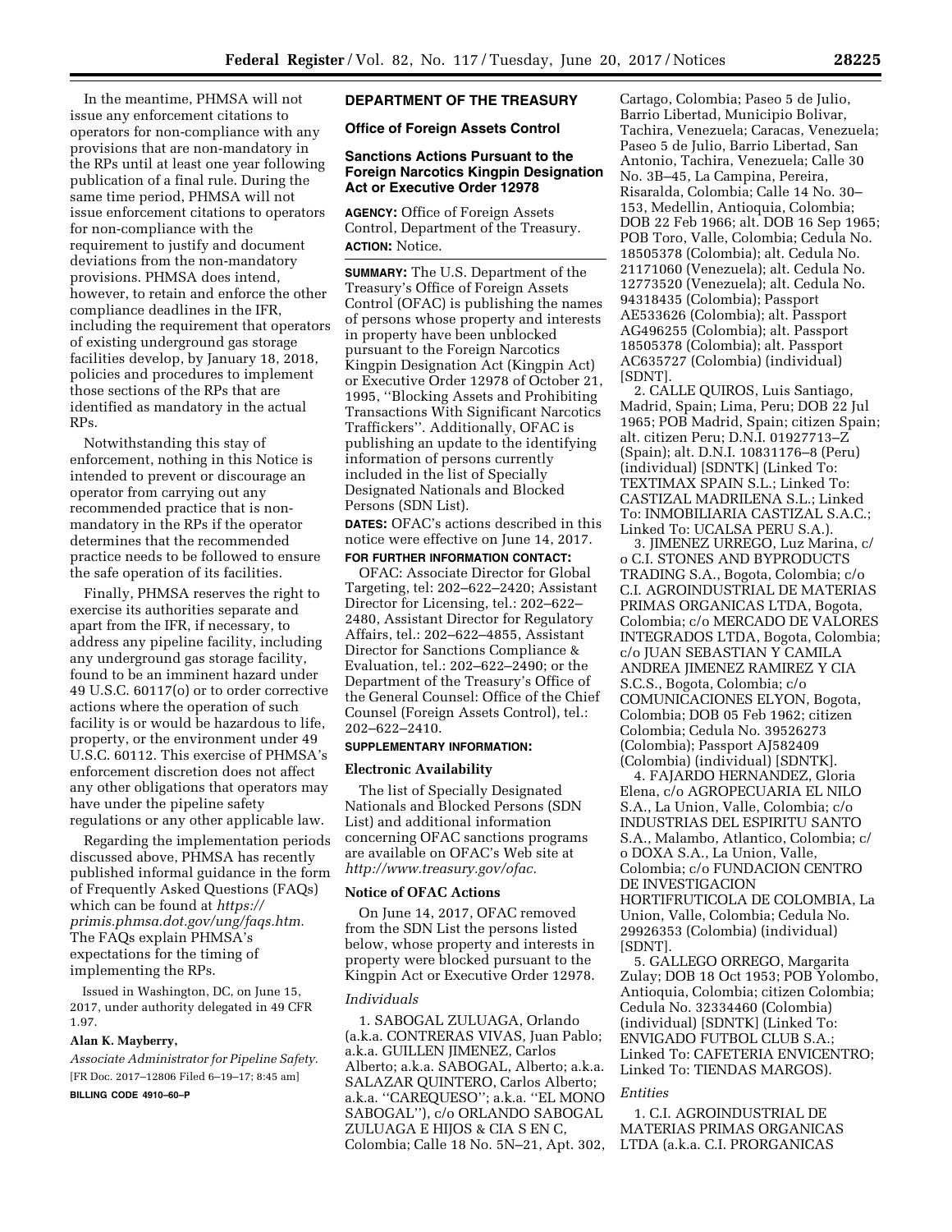In the meantime, PHMSA will not issue any enforcement citations to operators for non-compliance with any provisions that are non-mandatory in the RPs until at least one year following publication of a final rule. During the same time period, PHMSA will not issue enforcement citations to operators for non-compliance with the requirement to justify and document deviations from the non-mandatory provisions. PHMSA does intend, however, to retain and enforce the other compliance deadlines in the IFR, including the requirement that operators of existing underground gas storage facilities develop, by January 18, 2018, policies and procedures to implement those sections of the RPs that are identified as mandatory in the actual RPs.

Notwithstanding this stay of enforcement, nothing in this Notice is intended to prevent or discourage an operator from carrying out any recommended practice that is non-mandatory in the RPs if the operator determines that the recommended practice needs to be followed to ensure the safe operation of its facilities.

Finally, PHMSA reserves the right to exercise its authorities separate and apart from the IFR, if necessary, to address any pipeline facility, including any underground gas storage facility, found to be an imminent hazard under 49 U.S.C. 60117(o) or to order corrective actions where the operation of such facility is or would be hazardous to life, property, or the environment under 49 U.S.C. 60112. This exercise of PHMSA's enforcement discretion does not affect any other obligations that operators may have under the pipeline safety regulations or any other applicable law.

Regarding the implementation periods discussed above, PHMSA has recently published informal guidance in the form of Frequently Asked Questions (FAQs) which can be found at *https://primis.phmsa.dot.gov/ung/faqs.htm.* The FAQs explain PHMSA's expectations for the timing of implementing the RPs.

Issued in Washington, DC, on June 15, 2017, under authority delegated in 49 CFR 1.97.

**Alan K. Mayberry,**

*Associate Administrator for Pipeline Safety.*

[FR Doc. 2017–12806 Filed 6–19–17; 8:45 am]

**BILLING CODE 4910–60–P**

## DEPARTMENT OF THE TREASURY

### Office of Foreign Assets Control

### Sanctions Actions Pursuant to the Foreign Narcotics Kingpin Designation Act or Executive Order 12978

**AGENCY:** Office of Foreign Assets Control, Department of the Treasury.

**ACTION:** Notice.

**SUMMARY:** The U.S. Department of the Treasury's Office of Foreign Assets Control (OFAC) is publishing the names of persons whose property and interests in property have been unblocked pursuant to the Foreign Narcotics Kingpin Designation Act (Kingpin Act) or Executive Order 12978 of October 21, 1995, ''Blocking Assets and Prohibiting Transactions With Significant Narcotics Traffickers''. Additionally, OFAC is publishing an update to the identifying information of persons currently included in the list of Specially Designated Nationals and Blocked Persons (SDN List).

**DATES:** OFAC's actions described in this notice were effective on June 14, 2017.

**FOR FURTHER INFORMATION CONTACT:**

OFAC: Associate Director for Global Targeting, tel: 202–622–2420; Assistant Director for Licensing, tel.: 202–622–2480, Assistant Director for Regulatory Affairs, tel.: 202–622–4855, Assistant Director for Sanctions Compliance & Evaluation, tel.: 202–622–2490; or the Department of the Treasury's Office of the General Counsel: Office of the Chief Counsel (Foreign Assets Control), tel.: 202–622–2410.

**SUPPLEMENTARY INFORMATION:**

#### Electronic Availability

The list of Specially Designated Nationals and Blocked Persons (SDN List) and additional information concerning OFAC sanctions programs are available on OFAC's Web site at *http://www.treasury.gov/ofac.*

#### Notice of OFAC Actions

On June 14, 2017, OFAC removed from the SDN List the persons listed below, whose property and interests in property were blocked pursuant to the Kingpin Act or Executive Order 12978.

*Individuals*

1. SABOGAL ZULUAGA, Orlando (a.k.a. CONTRERAS VIVAS, Juan Pablo; a.k.a. GUILLEN JIMENEZ, Carlos Alberto; a.k.a. SABOGAL, Alberto; a.k.a. SALAZAR QUINTERO, Carlos Alberto; a.k.a. ''CAREQUESO''; a.k.a. ''EL MONO SABOGAL''), c/o ORLANDO SABOGAL ZULUAGA E HIJOS & CIA S EN C, Colombia; Calle 18 No. 5N–21, Apt. 302, Cartago, Colombia; Paseo 5 de Julio, Barrio Libertad, Municipio Bolivar, Tachira, Venezuela; Caracas, Venezuela; Paseo 5 de Julio, Barrio Libertad, San Antonio, Tachira, Venezuela; Calle 30 No. 3B–45, La Campina, Pereira, Risaralda, Colombia; Calle 14 No. 30–153, Medellin, Antioquia, Colombia; DOB 22 Feb 1966; alt. DOB 16 Sep 1965; POB Toro, Valle, Colombia; Cedula No. 18505378 (Colombia); alt. Cedula No. 21171060 (Venezuela); alt. Cedula No. 12773520 (Venezuela); alt. Cedula No. 94318435 (Colombia); Passport AE533626 (Colombia); alt. Passport AG496255 (Colombia); alt. Passport 18505378 (Colombia); alt. Passport AC635727 (Colombia) (individual) [SDNT].

2. CALLE QUIROS, Luis Santiago, Madrid, Spain; Lima, Peru; DOB 22 Jul 1965; POB Madrid, Spain; citizen Spain; alt. citizen Peru; D.N.I. 01927713–Z (Spain); alt. D.N.I. 10831176–8 (Peru) (individual) [SDNTK] (Linked To: TEXTIMAX SPAIN S.L.; Linked To: CASTIZAL MADRILENA S.L.; Linked To: INMOBILIARIA CASTIZAL S.A.C.; Linked To: UCALSA PERU S.A.).

3. JIMENEZ URREGO, Luz Marina, c/o C.I. STONES AND BYPRODUCTS TRADING S.A., Bogota, Colombia; c/o C.I. AGROINDUSTRIAL DE MATERIAS PRIMAS ORGANICAS LTDA, Bogota, Colombia; c/o MERCADO DE VALORES INTEGRADOS LTDA, Bogota, Colombia; c/o JUAN SEBASTIAN Y CAMILA ANDREA JIMENEZ RAMIREZ Y CIA S.C.S., Bogota, Colombia; c/o COMUNICACIONES ELYON, Bogota, Colombia; DOB 05 Feb 1962; citizen Colombia; Cedula No. 39526273 (Colombia); Passport AJ582409 (Colombia) (individual) [SDNTK].

4. FAJARDO HERNANDEZ, Gloria Elena, c/o AGROPECUARIA EL NILO S.A., La Union, Valle, Colombia; c/o INDUSTRIAS DEL ESPIRITU SANTO S.A., Malambo, Atlantico, Colombia; c/o DOXA S.A., La Union, Valle, Colombia; c/o FUNDACION CENTRO DE INVESTIGACION HORTIFRUTICOLA DE COLOMBIA, La Union, Valle, Colombia; Cedula No. 29926353 (Colombia) (individual) [SDNT].

5. GALLEGO ORREGO, Margarita Zulay; DOB 18 Oct 1953; POB Yolombo, Antioquia, Colombia; citizen Colombia; Cedula No. 32334460 (Colombia) (individual) [SDNTK] (Linked To: ENVIGADO FUTBOL CLUB S.A.; Linked To: CAFETERIA ENVICENTRO; Linked To: TIENDAS MARGOS).

*Entities*

1. C.I. AGROINDUSTRIAL DE MATERIAS PRIMAS ORGANICAS LTDA (a.k.a. C.I. PRORGANICAS